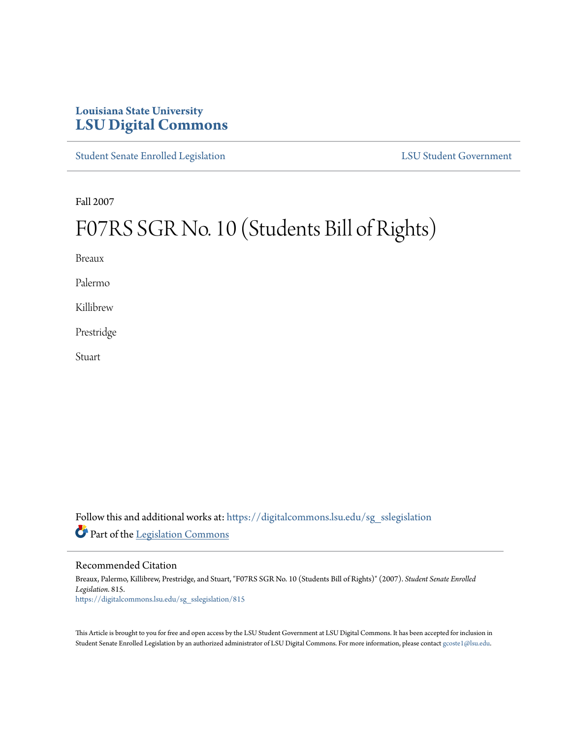Louisiana State University
**LSU Digital Commons**

Student Senate Enrolled Legislation | LSU Student Government

Fall 2007

# F07RS SGR No. 10 (Students Bill of Rights)

Breaux

Palermo

Killibrew

Prestridge

Stuart

Follow this and additional works at: https://digitalcommons.lsu.edu/sg_sslegislation

Part of the Legislation Commons

## Recommended Citation

Breaux, Palermo, Killibrew, Prestridge, and Stuart, "F07RS SGR No. 10 (Students Bill of Rights)" (2007). *Student Senate Enrolled Legislation*. 815.
https://digitalcommons.lsu.edu/sg_sslegislation/815

This Article is brought to you for free and open access by the LSU Student Government at LSU Digital Commons. It has been accepted for inclusion in Student Senate Enrolled Legislation by an authorized administrator of LSU Digital Commons. For more information, please contact gcoste1@lsu.edu.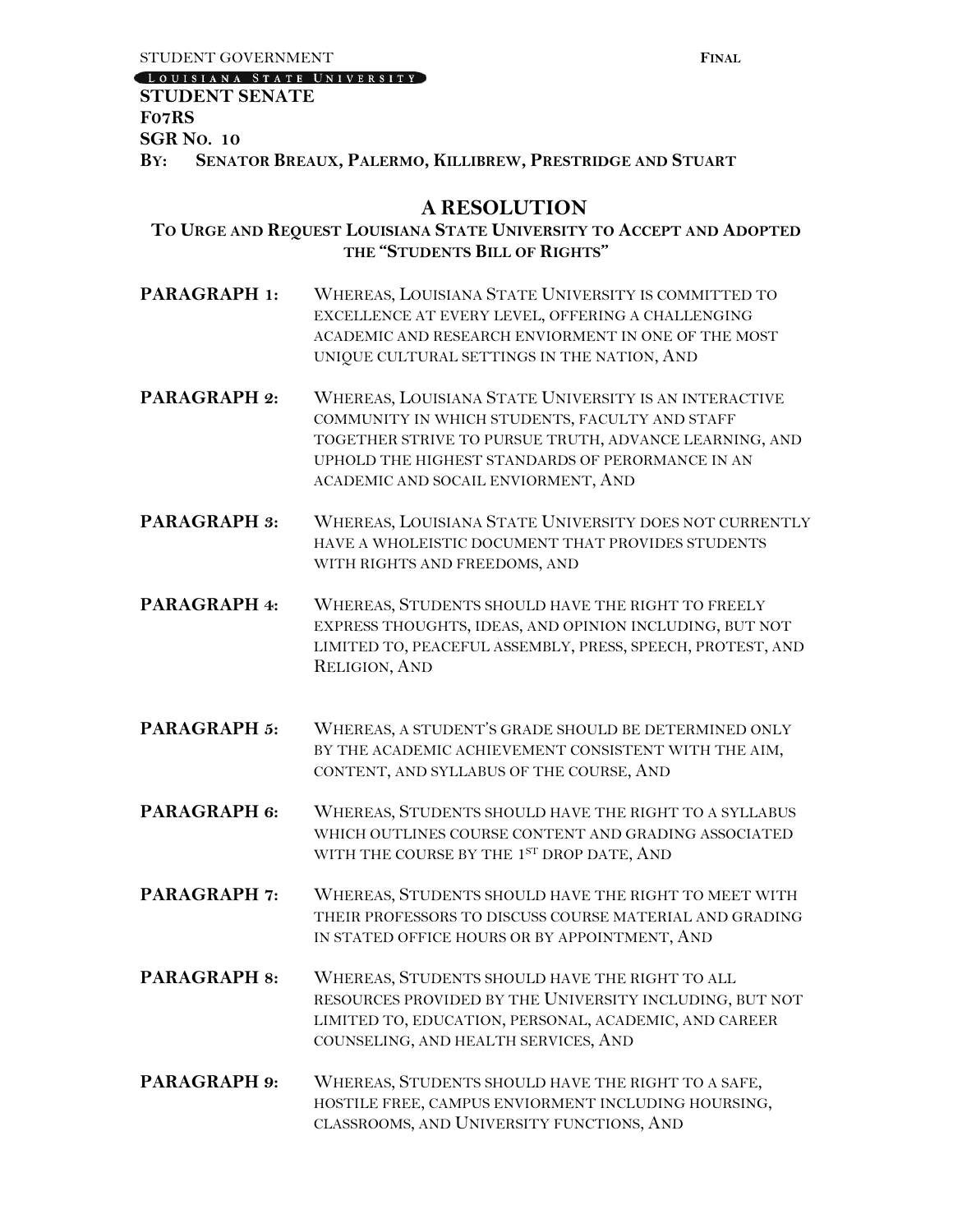STUDENT GOVERNMENT **FINAL**

LOUISIANA STATE UNIVERSITY

**STUDENT SENATE**
**F07RS**
**SGR NO. 10**
**BY: SENATOR BREAUX, PALERMO, KILLIBREW, PRESTRIDGE AND STUART**

# A RESOLUTION

## TO URGE AND REQUEST LOUISIANA STATE UNIVERSITY TO ACCEPT AND ADOPTED THE "STUDENTS BILL OF RIGHTS"

**PARAGRAPH 1:** WHEREAS, LOUISIANA STATE UNIVERSITY IS COMMITTED TO EXCELLENCE AT EVERY LEVEL, OFFERING A CHALLENGING ACADEMIC AND RESEARCH ENVIORMENT IN ONE OF THE MOST UNIQUE CULTURAL SETTINGS IN THE NATION, AND

**PARAGRAPH 2:** WHEREAS, LOUISIANA STATE UNIVERSITY IS AN INTERACTIVE COMMUNITY IN WHICH STUDENTS, FACULTY AND STAFF TOGETHER STRIVE TO PURSUE TRUTH, ADVANCE LEARNING, AND UPHOLD THE HIGHEST STANDARDS OF PERORMANCE IN AN ACADEMIC AND SOCAIL ENVIORMENT, AND

**PARAGRAPH 3:** WHEREAS, LOUISIANA STATE UNIVERSITY DOES NOT CURRENTLY HAVE A WHOLEISTIC DOCUMENT THAT PROVIDES STUDENTS WITH RIGHTS AND FREEDOMS, AND

**PARAGRAPH 4:** WHEREAS, STUDENTS SHOULD HAVE THE RIGHT TO FREELY EXPRESS THOUGHTS, IDEAS, AND OPINION INCLUDING, BUT NOT LIMITED TO, PEACEFUL ASSEMBLY, PRESS, SPEECH, PROTEST, AND RELIGION, AND

**PARAGRAPH 5:** WHEREAS, A STUDENT'S GRADE SHOULD BE DETERMINED ONLY BY THE ACADEMIC ACHIEVEMENT CONSISTENT WITH THE AIM, CONTENT, AND SYLLABUS OF THE COURSE, AND

**PARAGRAPH 6:** WHEREAS, STUDENTS SHOULD HAVE THE RIGHT TO A SYLLABUS WHICH OUTLINES COURSE CONTENT AND GRADING ASSOCIATED WITH THE COURSE BY THE 1ST DROP DATE, AND

**PARAGRAPH 7:** WHEREAS, STUDENTS SHOULD HAVE THE RIGHT TO MEET WITH THEIR PROFESSORS TO DISCUSS COURSE MATERIAL AND GRADING IN STATED OFFICE HOURS OR BY APPOINTMENT, AND

**PARAGRAPH 8:** WHEREAS, STUDENTS SHOULD HAVE THE RIGHT TO ALL RESOURCES PROVIDED BY THE UNIVERSITY INCLUDING, BUT NOT LIMITED TO, EDUCATION, PERSONAL, ACADEMIC, AND CAREER COUNSELING, AND HEALTH SERVICES, AND

**PARAGRAPH 9:** WHEREAS, STUDENTS SHOULD HAVE THE RIGHT TO A SAFE, HOSTILE FREE, CAMPUS ENVIORMENT INCLUDING HOURSING, CLASSROOMS, AND UNIVERSITY FUNCTIONS, AND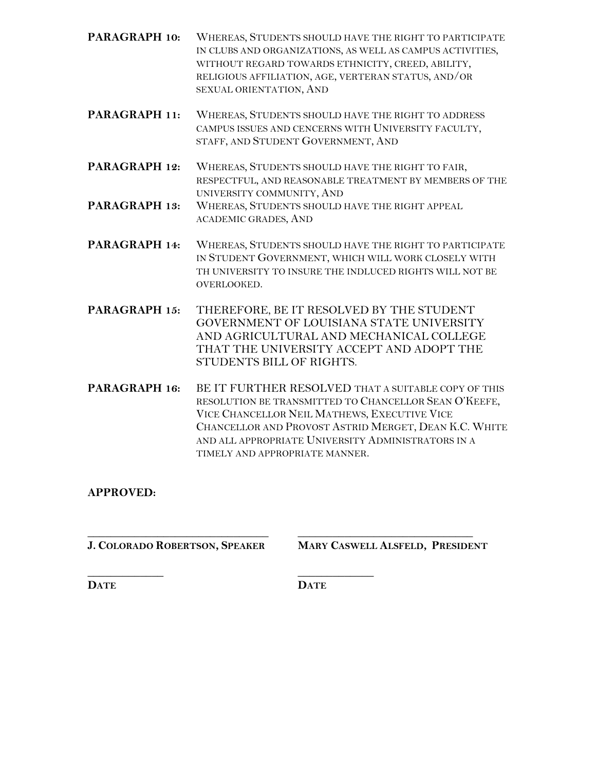**PARAGRAPH 10:** WHEREAS, STUDENTS SHOULD HAVE THE RIGHT TO PARTICIPATE IN CLUBS AND ORGANIZATIONS, AS WELL AS CAMPUS ACTIVITIES, WITHOUT REGARD TOWARDS ETHNICITY, CREED, ABILITY, RELIGIOUS AFFILIATION, AGE, VERTERAN STATUS, AND/OR SEXUAL ORIENTATION, AND

**PARAGRAPH 11:** WHEREAS, STUDENTS SHOULD HAVE THE RIGHT TO ADDRESS CAMPUS ISSUES AND CENCERNS WITH UNIVERSITY FACULTY, STAFF, AND STUDENT GOVERNMENT, AND

**PARAGRAPH 12:** WHEREAS, STUDENTS SHOULD HAVE THE RIGHT TO FAIR, RESPECTFUL, AND REASONABLE TREATMENT BY MEMBERS OF THE UNIVERSITY COMMUNITY, AND

**PARAGRAPH 13:** WHEREAS, STUDENTS SHOULD HAVE THE RIGHT APPEAL ACADEMIC GRADES, AND

**PARAGRAPH 14:** WHEREAS, STUDENTS SHOULD HAVE THE RIGHT TO PARTICIPATE IN STUDENT GOVERNMENT, WHICH WILL WORK CLOSELY WITH TH UNIVERSITY TO INSURE THE INDLUCED RIGHTS WILL NOT BE OVERLOOKED.

**PARAGRAPH 15:** THEREFORE, BE IT RESOLVED BY THE STUDENT GOVERNMENT OF LOUISIANA STATE UNIVERSITY AND AGRICULTURAL AND MECHANICAL COLLEGE THAT THE UNIVERSITY ACCEPT AND ADOPT THE STUDENTS BILL OF RIGHTS.

**PARAGRAPH 16:** BE IT FURTHER RESOLVED THAT A SUITABLE COPY OF THIS RESOLUTION BE TRANSMITTED TO CHANCELLOR SEAN O'KEEFE, VICE CHANCELLOR NEIL MATHEWS, EXECUTIVE VICE CHANCELLOR AND PROVOST ASTRID MERGET, DEAN K.C. WHITE AND ALL APPROPRIATE UNIVERSITY ADMINISTRATORS IN A TIMELY AND APPROPRIATE MANNER.

**APPROVED:**

\_\_\_\_\_\_\_\_\_\_\_\_\_\_\_\_\_\_\_\_\_\_\_\_\_\_\_\_\_\_
**J. COLORADO ROBERTSON, SPEAKER**

\_\_\_\_\_\_\_\_\_\_\_\_\_
**DATE**

\_\_\_\_\_\_\_\_\_\_\_\_\_\_\_\_\_\_\_\_\_\_\_\_\_\_\_\_\_\_
**MARY CASWELL ALSFELD, PRESIDENT**

\_\_\_\_\_\_\_\_\_\_\_\_\_
**DATE**